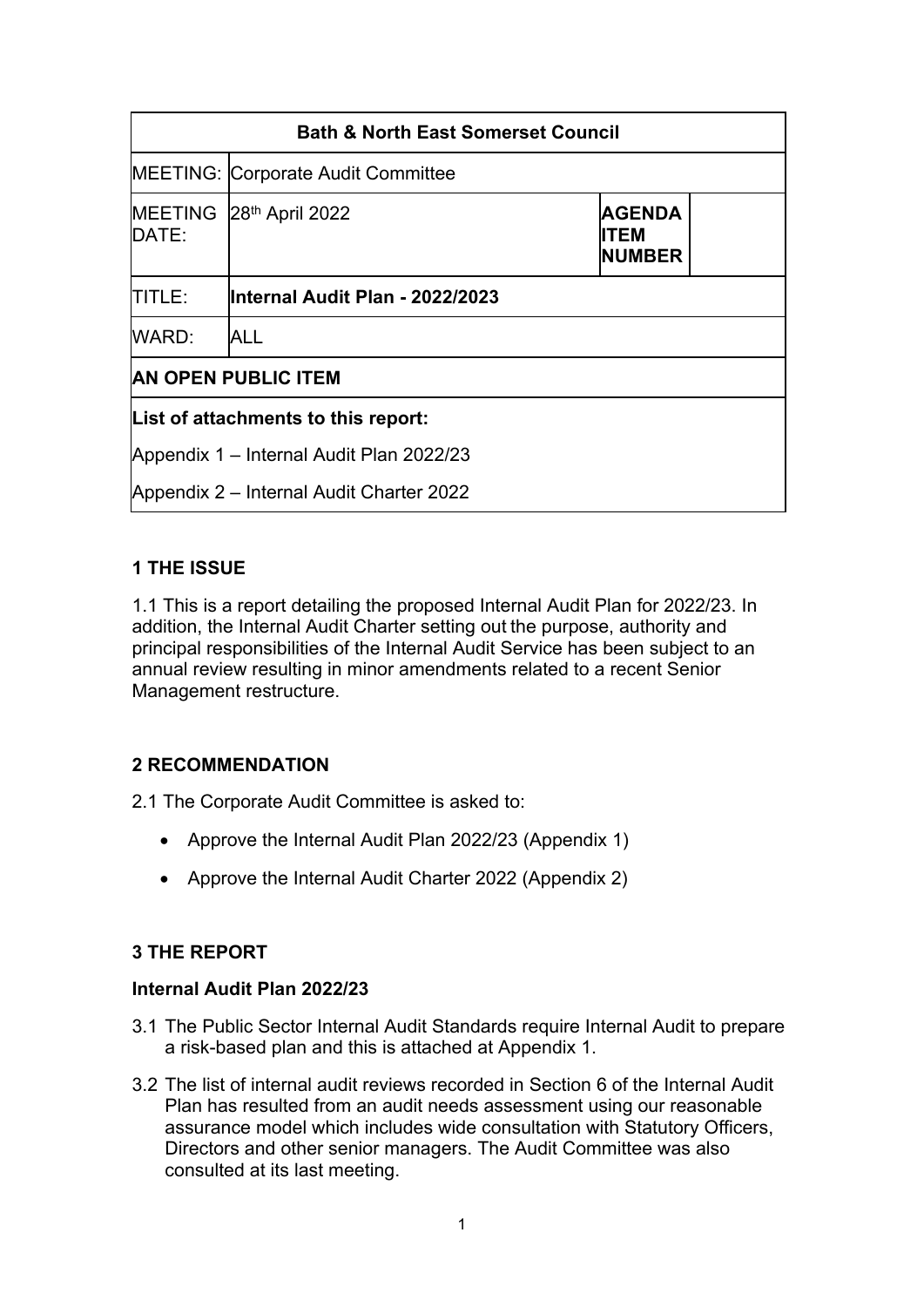| Bath & North East Somerset Council | | | |
|---|---|---|---|
| MEETING: | Corporate Audit Committee | | |
| MEETING DATE: | 28th April 2022 | **AGENDA ITEM NUMBER** | |
| TITLE: | **Internal Audit Plan - 2022/2023** | | |
| WARD: | ALL | | |
| **AN OPEN PUBLIC ITEM** | | | |
| **List of attachments to this report:** Appendix 1 – Internal Audit Plan 2022/23 Appendix 2 – Internal Audit Charter 2022 | | | |

## 1 THE ISSUE

1.1 This is a report detailing the proposed Internal Audit Plan for 2022/23. In addition, the Internal Audit Charter setting out the purpose, authority and principal responsibilities of the Internal Audit Service has been subject to an annual review resulting in minor amendments related to a recent Senior Management restructure.

## 2 RECOMMENDATION

2.1 The Corporate Audit Committee is asked to:

- Approve the Internal Audit Plan 2022/23 (Appendix 1)
- Approve the Internal Audit Charter 2022 (Appendix 2)

## 3 THE REPORT

### Internal Audit Plan 2022/23

3.1 The Public Sector Internal Audit Standards require Internal Audit to prepare a risk-based plan and this is attached at Appendix 1.

3.2 The list of internal audit reviews recorded in Section 6 of the Internal Audit Plan has resulted from an audit needs assessment using our reasonable assurance model which includes wide consultation with Statutory Officers, Directors and other senior managers. The Audit Committee was also consulted at its last meeting.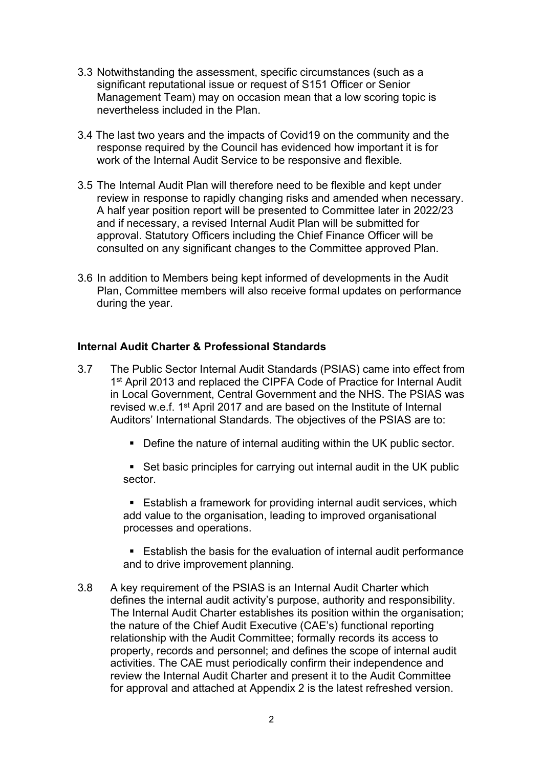3.3 Notwithstanding the assessment, specific circumstances (such as a significant reputational issue or request of S151 Officer or Senior Management Team) may on occasion mean that a low scoring topic is nevertheless included in the Plan.

3.4 The last two years and the impacts of Covid19 on the community and the response required by the Council has evidenced how important it is for work of the Internal Audit Service to be responsive and flexible.

3.5 The Internal Audit Plan will therefore need to be flexible and kept under review in response to rapidly changing risks and amended when necessary. A half year position report will be presented to Committee later in 2022/23 and if necessary, a revised Internal Audit Plan will be submitted for approval. Statutory Officers including the Chief Finance Officer will be consulted on any significant changes to the Committee approved Plan.

3.6 In addition to Members being kept informed of developments in the Audit Plan, Committee members will also receive formal updates on performance during the year.

**Internal Audit Charter & Professional Standards**

3.7 The Public Sector Internal Audit Standards (PSIAS) came into effect from 1st April 2013 and replaced the CIPFA Code of Practice for Internal Audit in Local Government, Central Government and the NHS. The PSIAS was revised w.e.f. 1st April 2017 and are based on the Institute of Internal Auditors' International Standards. The objectives of the PSIAS are to:

- Define the nature of internal auditing within the UK public sector.
- Set basic principles for carrying out internal audit in the UK public sector.
- Establish a framework for providing internal audit services, which add value to the organisation, leading to improved organisational processes and operations.
- Establish the basis for the evaluation of internal audit performance and to drive improvement planning.

3.8 A key requirement of the PSIAS is an Internal Audit Charter which defines the internal audit activity's purpose, authority and responsibility. The Internal Audit Charter establishes its position within the organisation; the nature of the Chief Audit Executive (CAE's) functional reporting relationship with the Audit Committee; formally records its access to property, records and personnel; and defines the scope of internal audit activities. The CAE must periodically confirm their independence and review the Internal Audit Charter and present it to the Audit Committee for approval and attached at Appendix 2 is the latest refreshed version.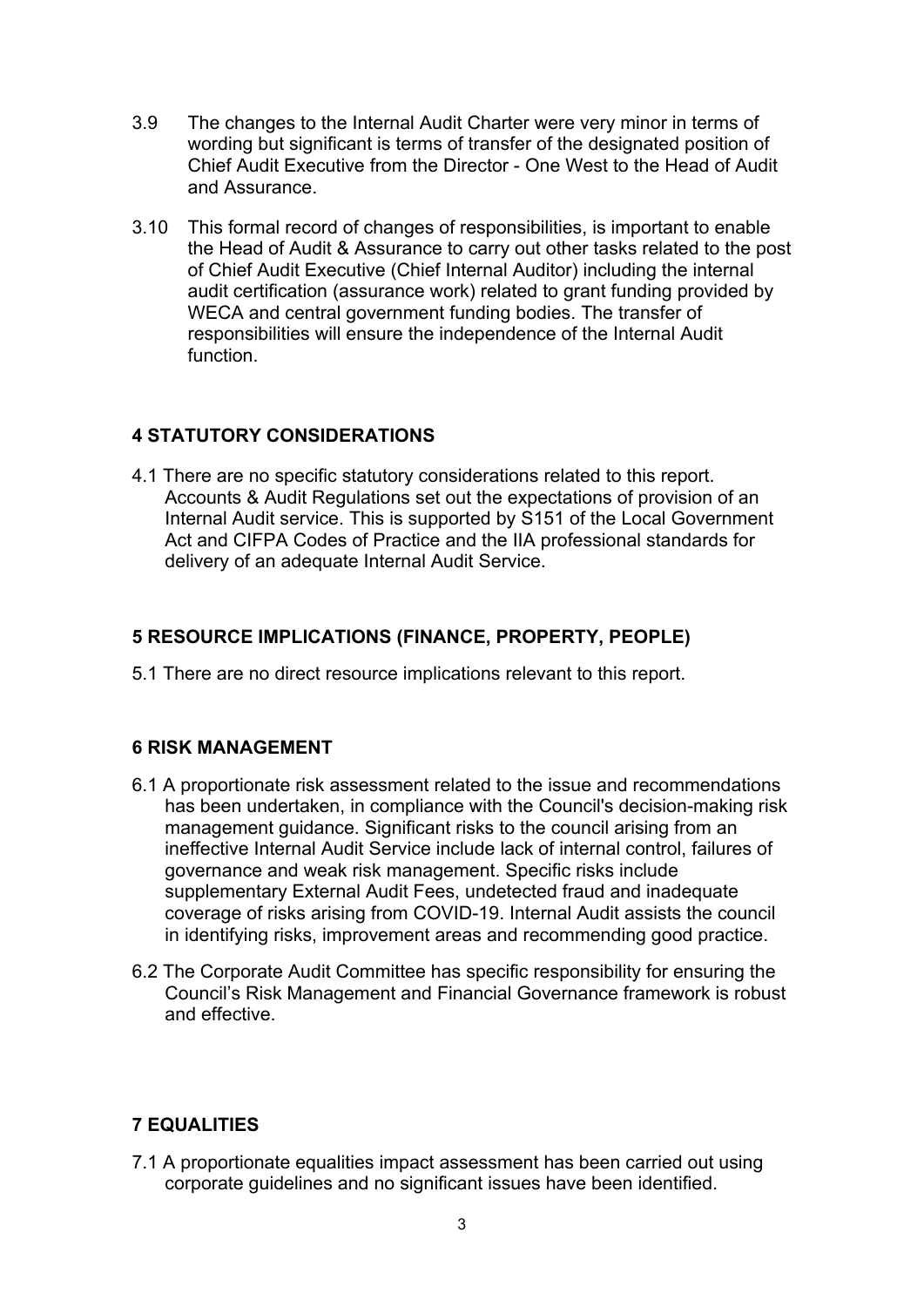3.9 The changes to the Internal Audit Charter were very minor in terms of wording but significant is terms of transfer of the designated position of Chief Audit Executive from the Director - One West to the Head of Audit and Assurance.

3.10 This formal record of changes of responsibilities, is important to enable the Head of Audit & Assurance to carry out other tasks related to the post of Chief Audit Executive (Chief Internal Auditor) including the internal audit certification (assurance work) related to grant funding provided by WECA and central government funding bodies. The transfer of responsibilities will ensure the independence of the Internal Audit function.

## 4 STATUTORY CONSIDERATIONS

4.1 There are no specific statutory considerations related to this report. Accounts & Audit Regulations set out the expectations of provision of an Internal Audit service. This is supported by S151 of the Local Government Act and CIFPA Codes of Practice and the IIA professional standards for delivery of an adequate Internal Audit Service.

## 5 RESOURCE IMPLICATIONS (FINANCE, PROPERTY, PEOPLE)

5.1 There are no direct resource implications relevant to this report.

## 6 RISK MANAGEMENT

6.1 A proportionate risk assessment related to the issue and recommendations has been undertaken, in compliance with the Council's decision-making risk management guidance. Significant risks to the council arising from an ineffective Internal Audit Service include lack of internal control, failures of governance and weak risk management. Specific risks include supplementary External Audit Fees, undetected fraud and inadequate coverage of risks arising from COVID-19. Internal Audit assists the council in identifying risks, improvement areas and recommending good practice.

6.2 The Corporate Audit Committee has specific responsibility for ensuring the Council's Risk Management and Financial Governance framework is robust and effective.

## 7 EQUALITIES

7.1 A proportionate equalities impact assessment has been carried out using corporate guidelines and no significant issues have been identified.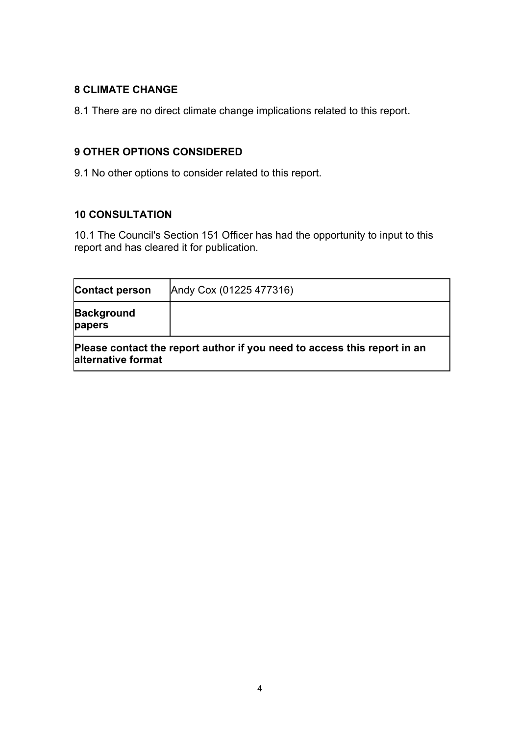## 8 CLIMATE CHANGE

8.1 There are no direct climate change implications related to this report.

## 9 OTHER OPTIONS CONSIDERED

9.1 No other options to consider related to this report.

## 10 CONSULTATION

10.1 The Council's Section 151 Officer has had the opportunity to input to this report and has cleared it for publication.

| | |
|---|---|
| **Contact person** | Andy Cox (01225 477316) |
| **Background papers** | |
| **Please contact the report author if you need to access this report in an alternative format** | |